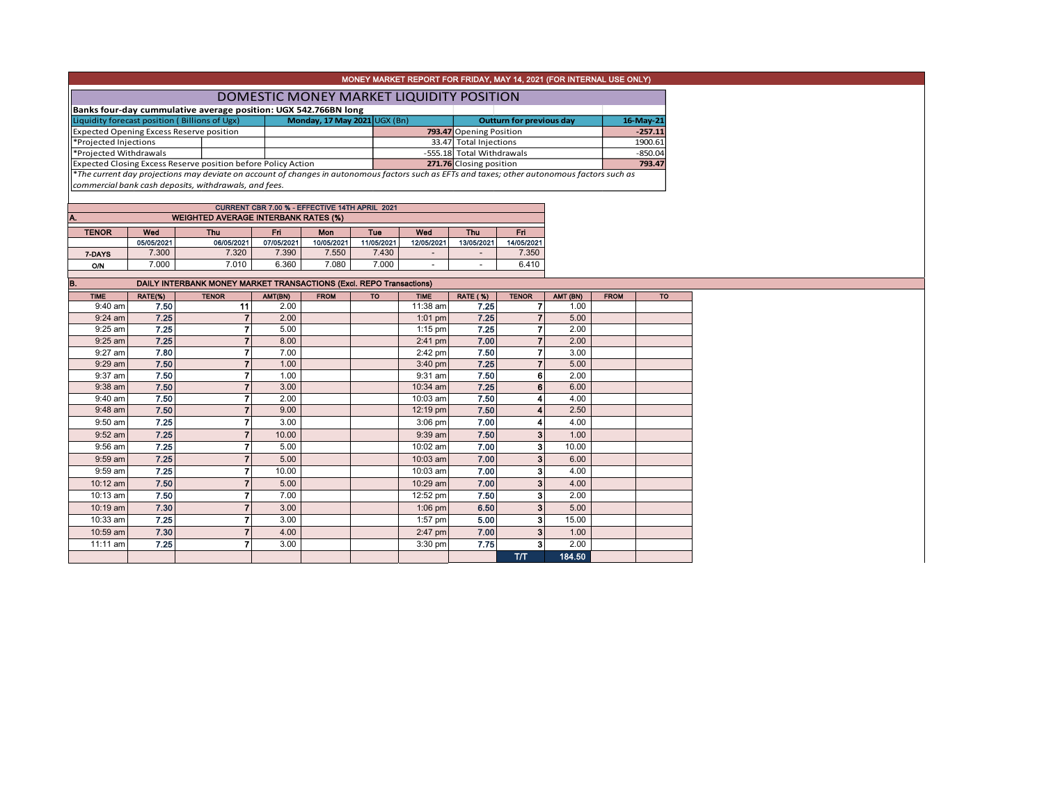MONEY MARKET REPORT FOR FRIDAY, MAY 14, 2021 (FOR INTERNAL USE ONLY)

# DOMESTIC MONEY MARKET LIQUIDITY POSITION

**Banks four-day cummulative average position: UGX 542.766BN long**

| Liquidity forecast position ( Billions of Ugx) | Monday, 17 May 2021 UGX (Bn) | Outturn for previous day | 16-May-21 |
|---|---|---|---|
| Expected Opening Excess Reserve position | **793.47** | Opening Position | **-257.11** |
| *Projected Injections | 33.47 | Total Injections | 1900.61 |
| *Projected Withdrawals | -555.18 | Total Withdrawals | -850.04 |
| Expected Closing Excess Reserve position before Policy Action | **271.76** | Closing position | **793.47** |

*The current day projections may deviate on account of changes in autonomous factors such as EFTs and taxes; other autonomous factors such as commercial bank cash deposits, withdrawals, and fees.*

CURRENT CBR 7.00 % - EFFECTIVE 14TH APRIL 2021

## A. WEIGHTED AVERAGE INTERBANK RATES (%)

| TENOR | Wed 05/05/2021 | Thu 06/05/2021 | Fri 07/05/2021 | Mon 10/05/2021 | Tue 11/05/2021 | Wed 12/05/2021 | Thu 13/05/2021 | Fri 14/05/2021 |
|---|---|---|---|---|---|---|---|---|
| 7-DAYS | 7.300 | 7.320 | 7.390 | 7.550 | 7.430 | - | - | 7.350 |
| O/N | 7.000 | 7.010 | 6.360 | 7.080 | 7.000 | - | - | 6.410 |

## B. DAILY INTERBANK MONEY MARKET TRANSACTIONS (Excl. REPO Transactions)

| TIME | RATE(%) | TENOR | AMT(BN) | FROM | TO | TIME | RATE (%) | TENOR | AMT (BN) | FROM | TO |
|---|---|---|---|---|---|---|---|---|---|---|---|
| 9:40 am | 7.50 | 11 | 2.00 | | | 11:38 am | 7.25 | 7 | 1.00 | | |
| 9:24 am | 7.25 | 7 | 2.00 | | | 1:01 pm | 7.25 | 7 | 5.00 | | |
| 9:25 am | 7.25 | 7 | 5.00 | | | 1:15 pm | 7.25 | 7 | 2.00 | | |
| 9:25 am | 7.25 | 7 | 8.00 | | | 2:41 pm | 7.00 | 7 | 2.00 | | |
| 9:27 am | 7.80 | 7 | 7.00 | | | 2:42 pm | 7.50 | 7 | 3.00 | | |
| 9:29 am | 7.50 | 7 | 1.00 | | | 3:40 pm | 7.25 | 7 | 5.00 | | |
| 9:37 am | 7.50 | 7 | 1.00 | | | 9:31 am | 7.50 | 6 | 2.00 | | |
| 9:38 am | 7.50 | 7 | 3.00 | | | 10:34 am | 7.25 | 6 | 6.00 | | |
| 9:40 am | 7.50 | 7 | 2.00 | | | 10:03 am | 7.50 | 4 | 4.00 | | |
| 9:48 am | 7.50 | 7 | 9.00 | | | 12:19 pm | 7.50 | 4 | 2.50 | | |
| 9:50 am | 7.25 | 7 | 3.00 | | | 3:06 pm | 7.00 | 4 | 4.00 | | |
| 9:52 am | 7.25 | 7 | 10.00 | | | 9:39 am | 7.50 | 3 | 1.00 | | |
| 9:56 am | 7.25 | 7 | 5.00 | | | 10:02 am | 7.00 | 3 | 10.00 | | |
| 9:59 am | 7.25 | 7 | 5.00 | | | 10:03 am | 7.00 | 3 | 6.00 | | |
| 9:59 am | 7.25 | 7 | 10.00 | | | 10:03 am | 7.00 | 3 | 4.00 | | |
| 10:12 am | 7.50 | 7 | 5.00 | | | 10:29 am | 7.00 | 3 | 4.00 | | |
| 10:13 am | 7.50 | 7 | 7.00 | | | 12:52 pm | 7.50 | 3 | 2.00 | | |
| 10:19 am | 7.30 | 7 | 3.00 | | | 1:06 pm | 6.50 | 3 | 5.00 | | |
| 10:33 am | 7.25 | 7 | 3.00 | | | 1:57 pm | 5.00 | 3 | 15.00 | | |
| 10:59 am | 7.30 | 7 | 4.00 | | | 2:47 pm | 7.00 | 3 | 1.00 | | |
| 11:11 am | 7.25 | 7 | 3.00 | | | 3:30 pm | 7.75 | 3 | 2.00 | | |
| | | | | | | | | T/T | 184.50 | | |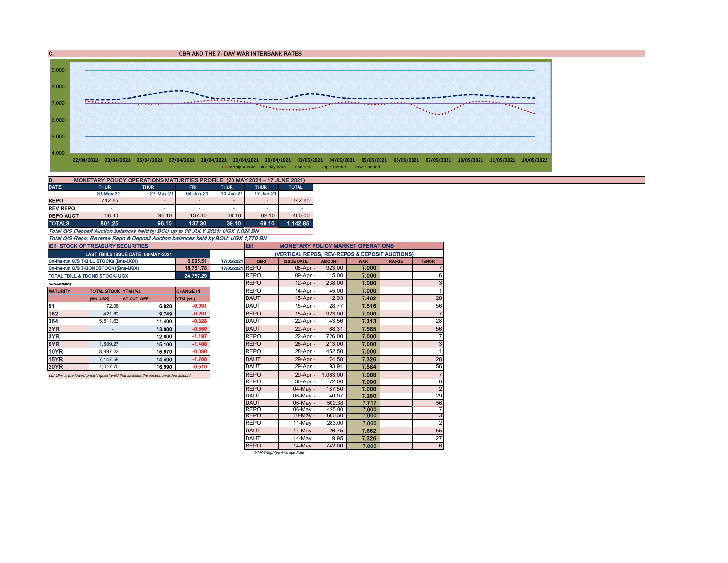## C. CBR AND THE 7- DAY WAR INTERBANK RATES

9.000
8.000
7.000
6.000
5.000
4.000

22/04/2021 23/04/2021 26/04/2021 27/04/2021 28/04/2021 29/04/2021 30/04/2021 03/05/2021 04/05/2021 05/05/2021 06/05/2021 07/05/2021 10/05/2021 11/05/2021 14/05/2022

Overnight WAR — 7-day WAR — CBR rate — Upper bound — Lower bound

## D. MONETARY POLICY OPERATIONS MATURITIES PROFILE: (20 MAY 2021 – 17 JUNE 2021)

| DATE | THUR | THUR | FRI | THUR | THUR | TOTAL |
|---|---|---|---|---|---|---|
| | 20-May-21 | 27-May-21 | 04-Jun-21 | 10-Jun-21 | 17-Jun-21 | |
| REPO | 742.85 | - | - | - | - | 742.85 |
| REV REPO | - | - | - | - | - | - |
| DEPO AUCT | 58.40 | 96.10 | 137.30 | 39.10 | 69.10 | 400.00 |
| **TOTALS** | **801.25** | **96.10** | **137.30** | **39.10** | **69.10** | **1,142.85** |

*Total O/S Deposit Auction balances held by BOU up to 08 JULY 2021: UGX 1,028 BN*

*Total O/S Repo, Reverse Repo & Deposit Auction balances held by BOU: UGX 1,770 BN*

## (Ei) STOCK OF TREASURY SECURITIES

| LAST TBIILS ISSUE DATE: 06-MAY-2021 | | |
|---|---|---|
| On-the-run O/S T-BILL STOCKs (Bns-UGX) | 6,005.51 | 17/05/2021 |
| On-the-run O/S T-BONDSTOCKs(Bns-UGX) | 18,751.78 | 17/05/2021 |
| TOTAL TBILL & TBOND STOCK- UGX | 24,757.29 | |

*O/S=Outstanding*

| MATURITY | TOTAL STOCK (BN UGX) | YTM (%) AT CUT OFF* | CHANGE IN YTM (+/-) |
|---|---|---|---|
| 91 | 72.06 | 6.920 | -0.091 |
| 182 | 421.82 | 9.749 | -0.201 |
| 364 | 5,511.63 | 11.400 | -0.328 |
| 2YR | - | 13.000 | -0.550 |
| 3YR | - | 12.800 | -1.197 |
| 5YR | 1,589.27 | 15.100 | -1.400 |
| 10YR | 8,997.22 | 15.970 | -0.030 |
| 15YR | 7,147.58 | 14.400 | -1.700 |
| 20YR | 1,017.70 | 16.990 | -0.510 |

*Cut OFF is the lowest price/ highest yield that satisfies the auction awarded amount.*

## Eii) MONETARY POLICY MARKET OPERATIONS

(VERTICAL REPOS, REV-REPOS & DEPOSIT AUCTIONS)

| OMO | ISSUE DATE | AMOUNT | WAR | RANGE | TENOR |
|---|---|---|---|---|---|
| REPO | 08-Apr | 923.00 | 7.000 | | 7 |
| REPO | 09-Apr | 115.00 | 7.000 | | 6 |
| REPO | 12-Apr | 238.00 | 7.000 | | 3 |
| REPO | 14-Apr | 45.00 | 7.000 | | 1 |
| DAUT | 15-Apr | 12.93 | 7.402 | | 28 |
| DAUT | 15-Apr | 28.77 | 7.516 | | 56 |
| REPO | 15-Apr | 923.00 | 7.000 | | 7 |
| DAUT | 22-Apr | 43.56 | 7.313 | | 28 |
| DAUT | 22-Apr | 68.31 | 7.585 | | 56 |
| REPO | 22-Apr | 726.00 | 7.000 | | 7 |
| REPO | 26-Apr | 213.00 | 7.000 | | 3 |
| REPO | 28-Apr | 452.50 | 7.000 | | 1 |
| DAUT | 29-Apr | 74.58 | 7.326 | | 28 |
| DAUT | 29-Apr | 93.91 | 7.584 | | 56 |
| REPO | 29-Apr | 1,063.00 | 7.000 | | 7 |
| REPO | 30-Apr | 72.00 | 7.000 | | 6 |
| REPO | 04-May | 187.50 | 7.000 | | 2 |
| DAUT | 06-May | 40.07 | 7.280 | | 29 |
| DAUT | 06-May | 500.38 | 7.717 | | 56 |
| REPO | 06-May | 425.00 | 7.000 | | 7 |
| REPO | 10-May | 600.50 | 7.000 | | 3 |
| REPO | 11-May | 283.00 | 7.000 | | 2 |
| DAUT | 14-May | 26.75 | 7.662 | | 55 |
| DAUT | 14-May | 9.95 | 7.326 | | 27 |
| REPO | 14-May | 742.00 | 7.000 | | 6 |

*WAR-Weighted Average Rate*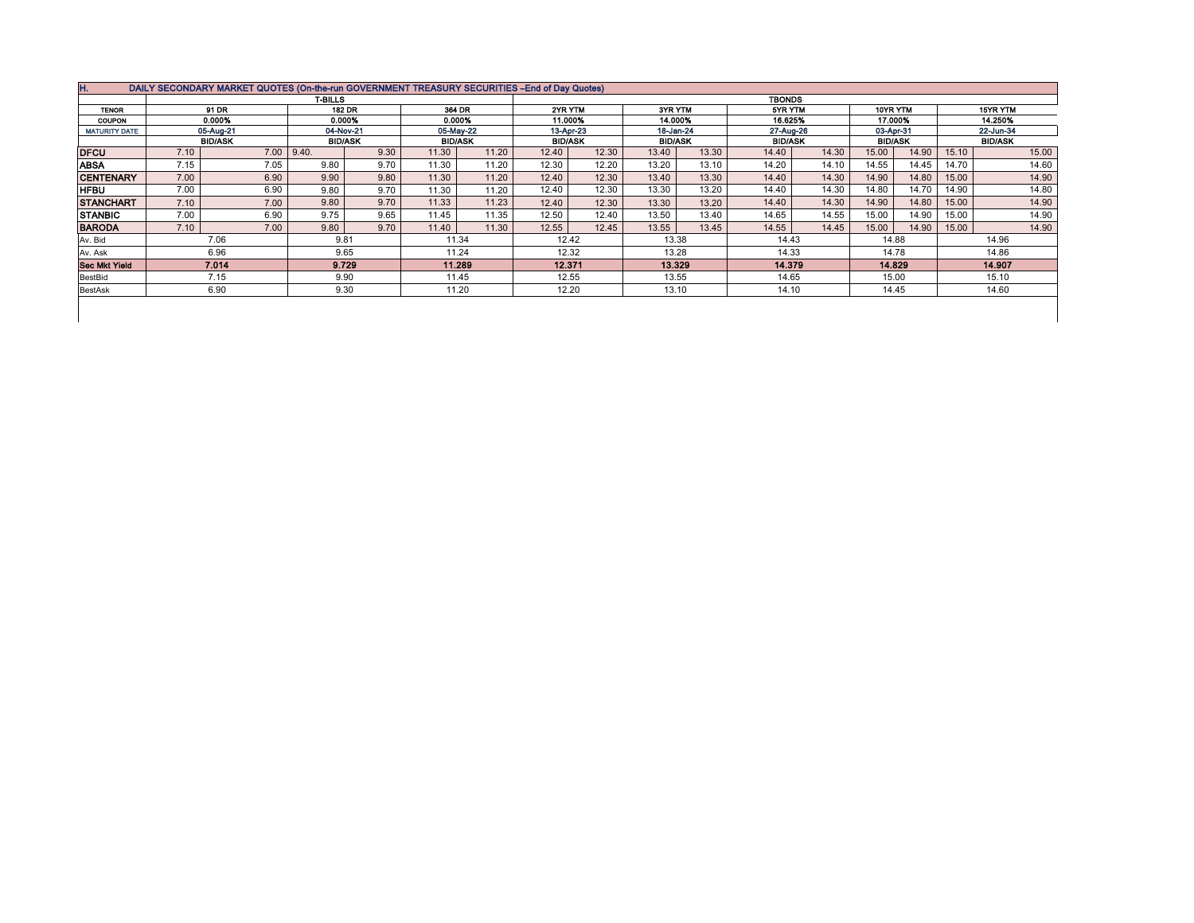| H. | DAILY SECONDARY MARKET QUOTES (On-the-run GOVERNMENT TREASURY SECURITIES –End of Day Quotes) | | | | | | | | | | | | | | | |
|---|---|---|---|---|---|---|---|---|---|---|---|---|---|---|---|---|
| | T-BILLS | | | | | | TBONDS | | | | | | | | | |
| TENOR | 91 DR | | 182 DR | | 364 DR | | 2YR YTM | | 3YR YTM | | 5YR YTM | | 10YR YTM | | 15YR YTM | |
| COUPON | 0.000% | | 0.000% | | 0.000% | | 11.000% | | 14.000% | | 16.625% | | 17.000% | | 14.250% | |
| MATURITY DATE | 05-Aug-21 | | 04-Nov-21 | | 05-May-22 | | 13-Apr-23 | | 18-Jan-24 | | 27-Aug-26 | | 03-Apr-31 | | 22-Jun-34 | |
| | BID/ASK | | BID/ASK | | BID/ASK | | BID/ASK | | BID/ASK | | BID/ASK | | BID/ASK | | BID/ASK | |
| DFCU | 7.10 | 7.00 | 9.40. | 9.30 | 11.30 | 11.20 | 12.40 | 12.30 | 13.40 | 13.30 | 14.40 | 14.30 | 15.00 | 14.90 | 15.10 | 15.00 |
| ABSA | 7.15 | 7.05 | 9.80 | 9.70 | 11.30 | 11.20 | 12.30 | 12.20 | 13.20 | 13.10 | 14.20 | 14.10 | 14.55 | 14.45 | 14.70 | 14.60 |
| CENTENARY | 7.00 | 6.90 | 9.90 | 9.80 | 11.30 | 11.20 | 12.40 | 12.30 | 13.40 | 13.30 | 14.40 | 14.30 | 14.90 | 14.80 | 15.00 | 14.90 |
| HFBU | 7.00 | 6.90 | 9.80 | 9.70 | 11.30 | 11.20 | 12.40 | 12.30 | 13.30 | 13.20 | 14.40 | 14.30 | 14.80 | 14.70 | 14.90 | 14.80 |
| STANCHART | 7.10 | 7.00 | 9.80 | 9.70 | 11.33 | 11.23 | 12.40 | 12.30 | 13.30 | 13.20 | 14.40 | 14.30 | 14.90 | 14.80 | 15.00 | 14.90 |
| STANBIC | 7.00 | 6.90 | 9.75 | 9.65 | 11.45 | 11.35 | 12.50 | 12.40 | 13.50 | 13.40 | 14.65 | 14.55 | 15.00 | 14.90 | 15.00 | 14.90 |
| BARODA | 7.10 | 7.00 | 9.80 | 9.70 | 11.40 | 11.30 | 12.55 | 12.45 | 13.55 | 13.45 | 14.55 | 14.45 | 15.00 | 14.90 | 15.00 | 14.90 |
| Av. Bid | 7.06 | | 9.81 | | 11.34 | | 12.42 | | 13.38 | | 14.43 | | 14.88 | | 14.96 | |
| Av. Ask | 6.96 | | 9.65 | | 11.24 | | 12.32 | | 13.28 | | 14.33 | | 14.78 | | 14.86 | |
| Sec Mkt Yield | 7.014 | | 9.729 | | 11.289 | | 12.371 | | 13.329 | | 14.379 | | 14.829 | | 14.907 | |
| BestBid | 7.15 | | 9.90 | | 11.45 | | 12.55 | | 13.55 | | 14.65 | | 15.00 | | 15.10 | |
| BestAsk | 6.90 | | 9.30 | | 11.20 | | 12.20 | | 13.10 | | 14.10 | | 14.45 | | 14.60 | |